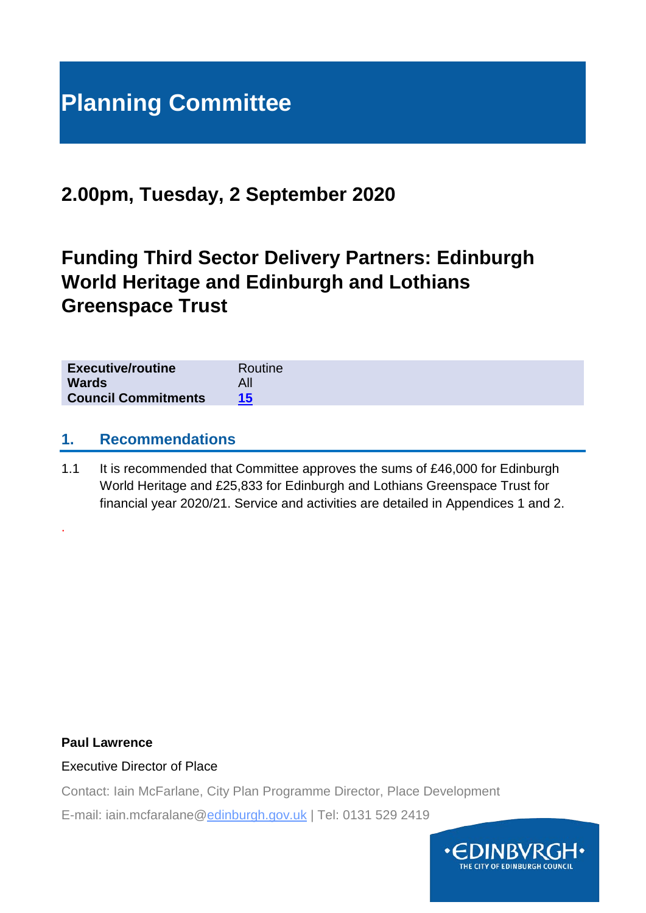# Planning Committee

## 2.00pm, Tuesday, 2 September 2020

## Funding Third Sector Delivery Partners: Edinburgh World Heritage and Edinburgh and Lothians Greenspace Trust

| | |
|---|---|
| **Executive/routine** | Routine |
| **Wards** | All |
| **Council Commitments** | **15** |

## 1. Recommendations

1.1 It is recommended that Committee approves the sums of £46,000 for Edinburgh World Heritage and £25,833 for Edinburgh and Lothians Greenspace Trust for financial year 2020/21. Service and activities are detailed in Appendices 1 and 2.

.

**Paul Lawrence**

Executive Director of Place

Contact: Iain McFarlane, City Plan Programme Director, Place Development

E-mail: iain.mcfaralane@edinburgh.gov.uk | Tel: 0131 529 2419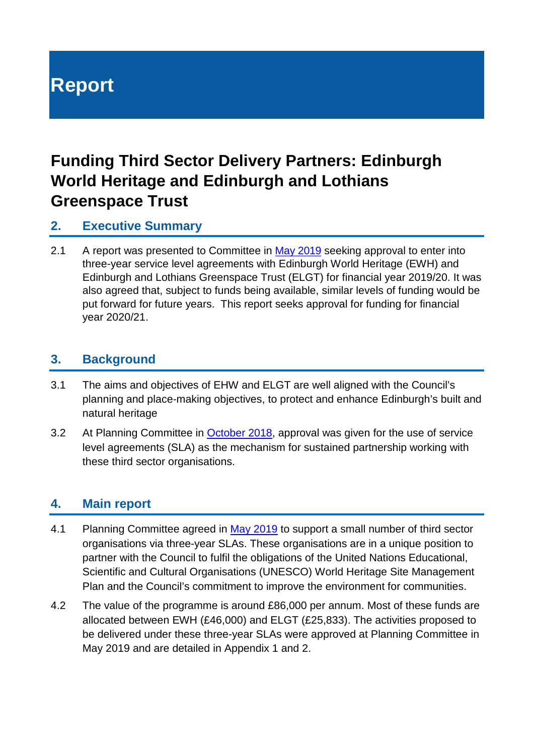# Report

## Funding Third Sector Delivery Partners: Edinburgh World Heritage and Edinburgh and Lothians Greenspace Trust

### 2. Executive Summary

2.1 A report was presented to Committee in May 2019 seeking approval to enter into three-year service level agreements with Edinburgh World Heritage (EWH) and Edinburgh and Lothians Greenspace Trust (ELGT) for financial year 2019/20. It was also agreed that, subject to funds being available, similar levels of funding would be put forward for future years. This report seeks approval for funding for financial year 2020/21.

### 3. Background

3.1 The aims and objectives of EHW and ELGT are well aligned with the Council's planning and place-making objectives, to protect and enhance Edinburgh's built and natural heritage

3.2 At Planning Committee in October 2018, approval was given for the use of service level agreements (SLA) as the mechanism for sustained partnership working with these third sector organisations.

### 4. Main report

4.1 Planning Committee agreed in May 2019 to support a small number of third sector organisations via three-year SLAs. These organisations are in a unique position to partner with the Council to fulfil the obligations of the United Nations Educational, Scientific and Cultural Organisations (UNESCO) World Heritage Site Management Plan and the Council's commitment to improve the environment for communities.

4.2 The value of the programme is around £86,000 per annum. Most of these funds are allocated between EWH (£46,000) and ELGT (£25,833). The activities proposed to be delivered under these three-year SLAs were approved at Planning Committee in May 2019 and are detailed in Appendix 1 and 2.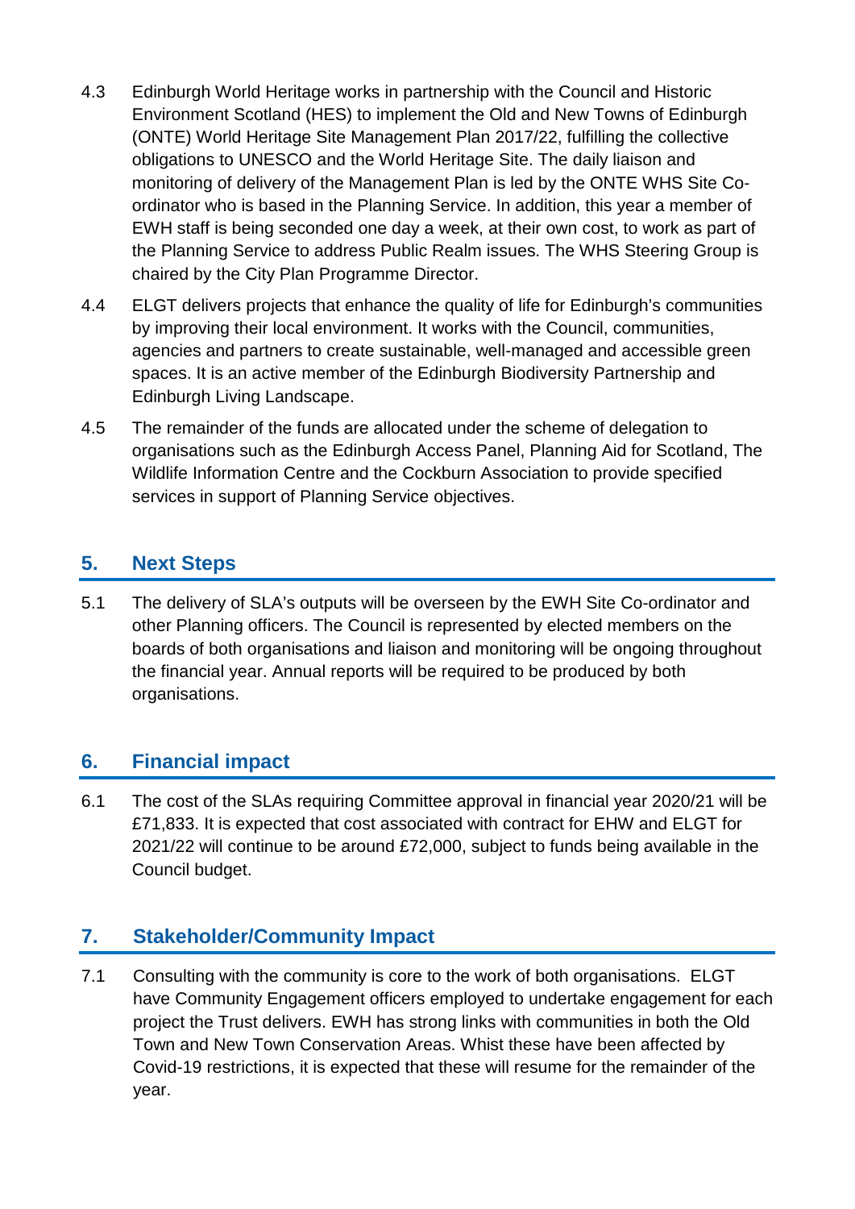4.3 Edinburgh World Heritage works in partnership with the Council and Historic Environment Scotland (HES) to implement the Old and New Towns of Edinburgh (ONTE) World Heritage Site Management Plan 2017/22, fulfilling the collective obligations to UNESCO and the World Heritage Site. The daily liaison and monitoring of delivery of the Management Plan is led by the ONTE WHS Site Co-ordinator who is based in the Planning Service. In addition, this year a member of EWH staff is being seconded one day a week, at their own cost, to work as part of the Planning Service to address Public Realm issues. The WHS Steering Group is chaired by the City Plan Programme Director.

4.4 ELGT delivers projects that enhance the quality of life for Edinburgh's communities by improving their local environment. It works with the Council, communities, agencies and partners to create sustainable, well-managed and accessible green spaces. It is an active member of the Edinburgh Biodiversity Partnership and Edinburgh Living Landscape.

4.5 The remainder of the funds are allocated under the scheme of delegation to organisations such as the Edinburgh Access Panel, Planning Aid for Scotland, The Wildlife Information Centre and the Cockburn Association to provide specified services in support of Planning Service objectives.

## 5. Next Steps

5.1 The delivery of SLA's outputs will be overseen by the EWH Site Co-ordinator and other Planning officers. The Council is represented by elected members on the boards of both organisations and liaison and monitoring will be ongoing throughout the financial year. Annual reports will be required to be produced by both organisations.

## 6. Financial impact

6.1 The cost of the SLAs requiring Committee approval in financial year 2020/21 will be £71,833. It is expected that cost associated with contract for EHW and ELGT for 2021/22 will continue to be around £72,000, subject to funds being available in the Council budget.

## 7. Stakeholder/Community Impact

7.1 Consulting with the community is core to the work of both organisations. ELGT have Community Engagement officers employed to undertake engagement for each project the Trust delivers. EWH has strong links with communities in both the Old Town and New Town Conservation Areas. Whist these have been affected by Covid-19 restrictions, it is expected that these will resume for the remainder of the year.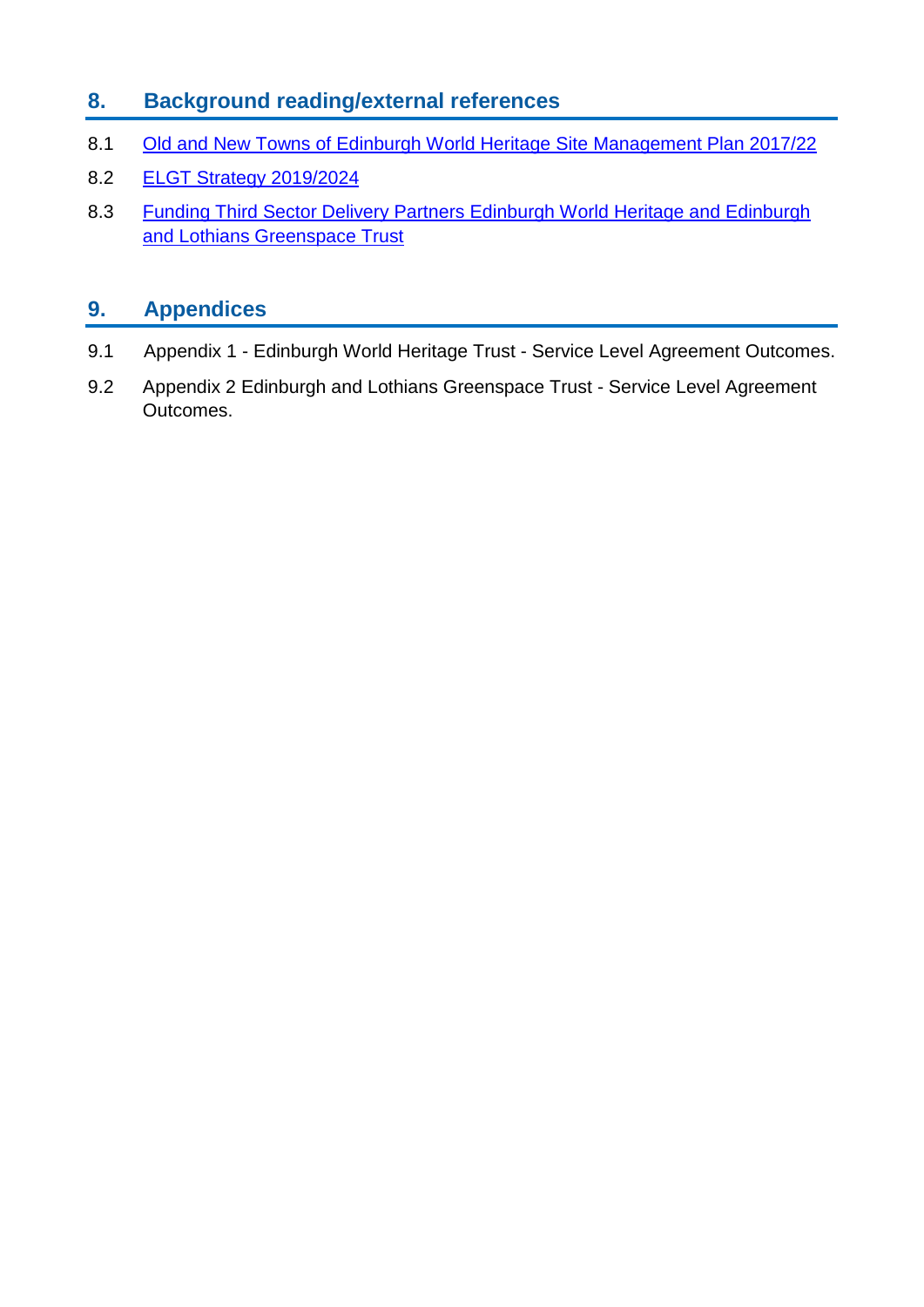## 8. Background reading/external references

8.1 Old and New Towns of Edinburgh World Heritage Site Management Plan 2017/22

8.2 ELGT Strategy 2019/2024

8.3 Funding Third Sector Delivery Partners Edinburgh World Heritage and Edinburgh and Lothians Greenspace Trust

## 9. Appendices

9.1 Appendix 1 - Edinburgh World Heritage Trust - Service Level Agreement Outcomes.

9.2 Appendix 2 Edinburgh and Lothians Greenspace Trust - Service Level Agreement Outcomes.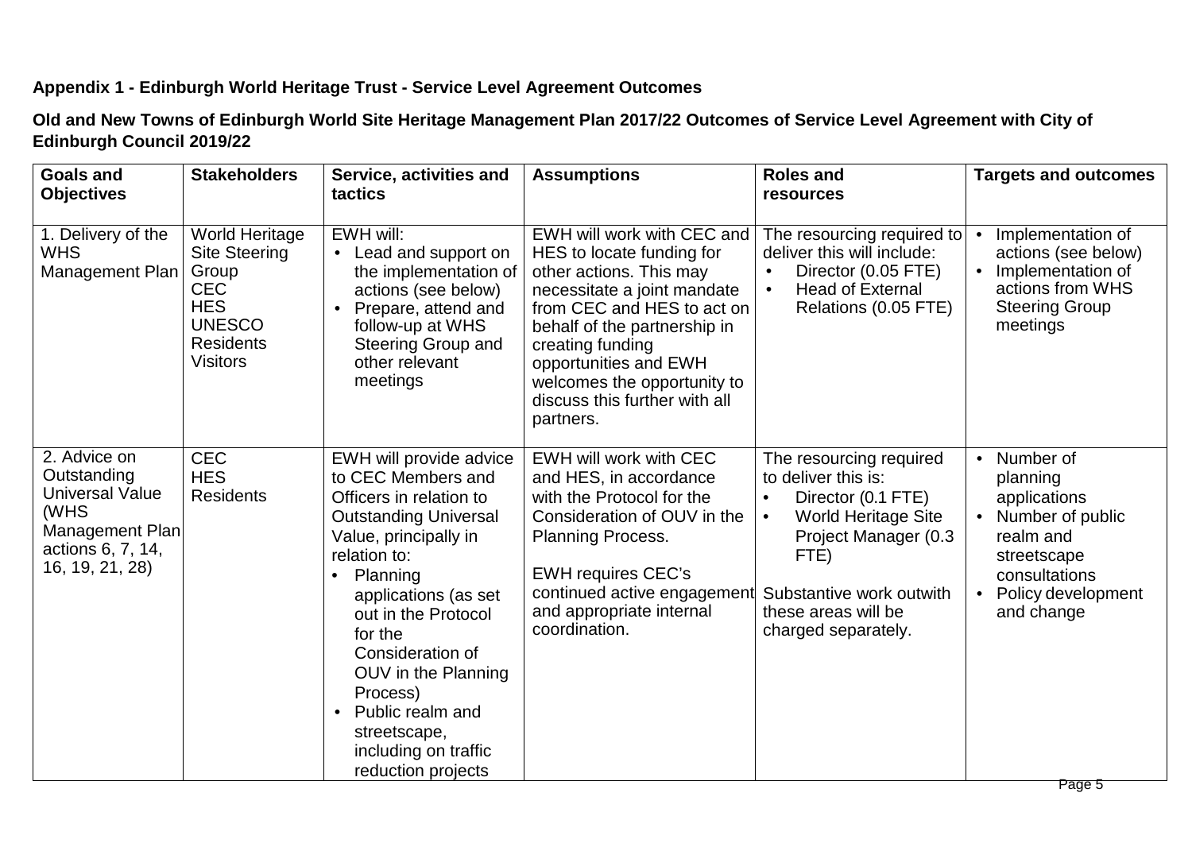**Appendix 1 - Edinburgh World Heritage Trust - Service Level Agreement Outcomes**

**Old and New Towns of Edinburgh World Site Heritage Management Plan 2017/22 Outcomes of Service Level Agreement with City of Edinburgh Council 2019/22**

| Goals and Objectives | Stakeholders | Service, activities and tactics | Assumptions | Roles and resources | Targets and outcomes |
|---|---|---|---|---|---|
| 1. Delivery of the WHS Management Plan | World Heritage Site Steering Group<br>CEC<br>HES<br>UNESCO<br>Residents<br>Visitors | EWH will:<br>• Lead and support on the implementation of actions (see below)<br>• Prepare, attend and follow-up at WHS Steering Group and other relevant meetings | EWH will work with CEC and HES to locate funding for other actions. This may necessitate a joint mandate from CEC and HES to act on behalf of the partnership in creating funding opportunities and EWH welcomes the opportunity to discuss this further with all partners. | The resourcing required to deliver this will include:<br>• Director (0.05 FTE)<br>• Head of External Relations (0.05 FTE) | • Implementation of actions (see below)<br>• Implementation of actions from WHS Steering Group meetings |
| 2. Advice on Outstanding Universal Value (WHS Management Plan actions 6, 7, 14, 16, 19, 21, 28) | CEC<br>HES<br>Residents | EWH will provide advice to CEC Members and Officers in relation to Outstanding Universal Value, principally in relation to:<br>• Planning applications (as set out in the Protocol for the Consideration of OUV in the Planning Process)<br>• Public realm and streetscape, including on traffic reduction projects | EWH will work with CEC and HES, in accordance with the Protocol for the Consideration of OUV in the Planning Process.<br><br>EWH requires CEC's continued active engagement and appropriate internal coordination. | The resourcing required to deliver this is:<br>• Director (0.1 FTE)<br>• World Heritage Site Project Manager (0.3 FTE)<br><br>Substantive work outwith these areas will be charged separately. | • Number of planning applications<br>• Number of public realm and streetscape consultations<br>• Policy development and change |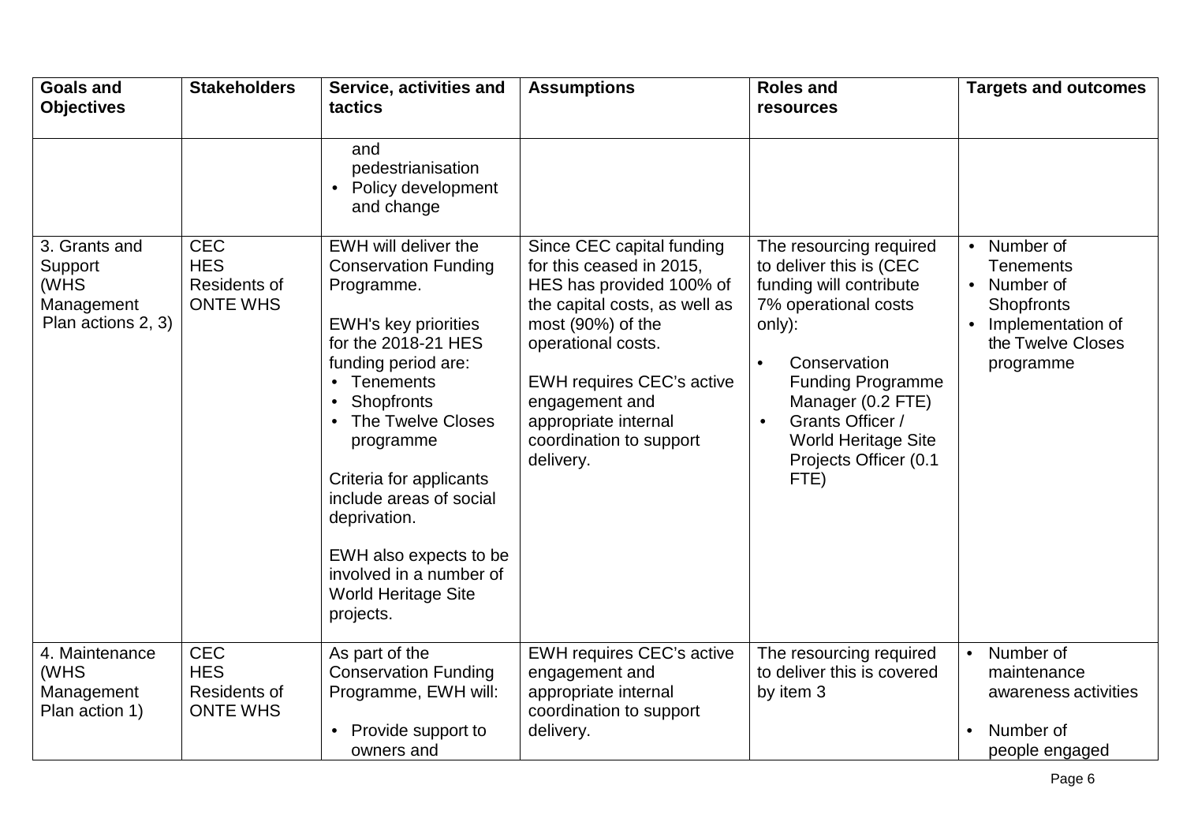| Goals and Objectives | Stakeholders | Service, activities and tactics | Assumptions | Roles and resources | Targets and outcomes |
|---|---|---|---|---|---|
| | | and pedestrianisation<br>• Policy development and change | | | |
| 3. Grants and Support (WHS Management Plan actions 2, 3) | CEC<br>HES<br>Residents of ONTE WHS | EWH will deliver the Conservation Funding Programme.<br><br>EWH's key priorities for the 2018-21 HES funding period are:<br>• Tenements<br>• Shopfronts<br>• The Twelve Closes programme<br><br>Criteria for applicants include areas of social deprivation.<br><br>EWH also expects to be involved in a number of World Heritage Site projects. | Since CEC capital funding for this ceased in 2015, HES has provided 100% of the capital costs, as well as most (90%) of the operational costs.<br><br>EWH requires CEC's active engagement and appropriate internal coordination to support delivery. | The resourcing required to deliver this is (CEC funding will contribute 7% operational costs only):<br>• Conservation Funding Programme Manager (0.2 FTE)<br>• Grants Officer / World Heritage Site Projects Officer (0.1 FTE) | • Number of Tenements<br>• Number of Shopfronts<br>• Implementation of the Twelve Closes programme |
| 4. Maintenance (WHS Management Plan action 1) | CEC<br>HES<br>Residents of ONTE WHS | As part of the Conservation Funding Programme, EWH will:<br><br>• Provide support to owners and | EWH requires CEC's active engagement and appropriate internal coordination to support delivery. | The resourcing required to deliver this is covered by item 3 | • Number of maintenance awareness activities<br><br>• Number of people engaged |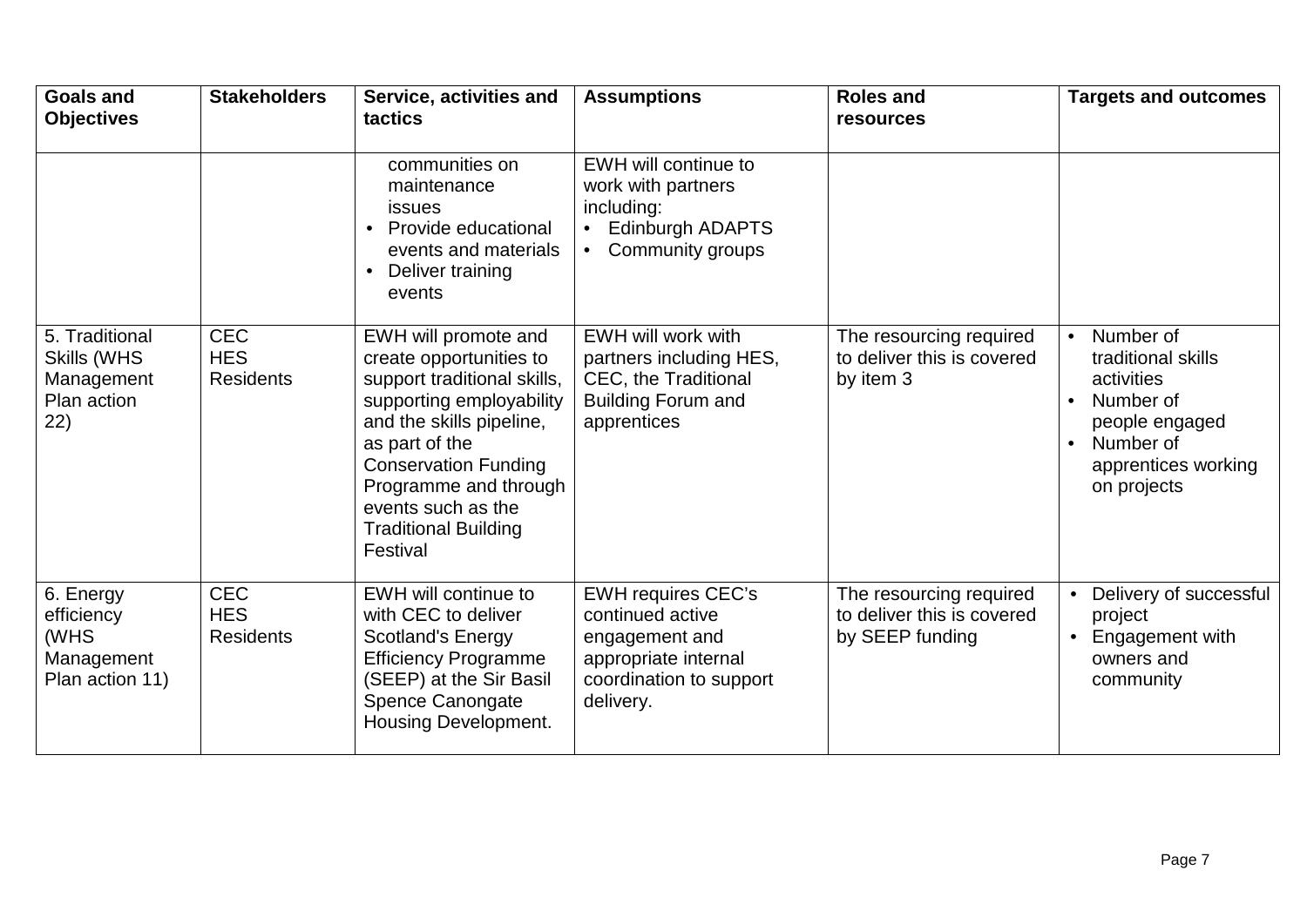| Goals and Objectives | Stakeholders | Service, activities and tactics | Assumptions | Roles and resources | Targets and outcomes |
|---|---|---|---|---|---|
| | | communities on maintenance issues<br>• Provide educational events and materials<br>• Deliver training events | EWH will continue to work with partners including:<br>• Edinburgh ADAPTS<br>• Community groups | | |
| 5. Traditional Skills (WHS Management Plan action 22) | CEC<br>HES<br>Residents | EWH will promote and create opportunities to support traditional skills, supporting employability and the skills pipeline, as part of the Conservation Funding Programme and through events such as the Traditional Building Festival | EWH will work with partners including HES, CEC, the Traditional Building Forum and apprentices | The resourcing required to deliver this is covered by item 3 | • Number of traditional skills activities<br>• Number of people engaged<br>• Number of apprentices working on projects |
| 6. Energy efficiency (WHS Management Plan action 11) | CEC<br>HES<br>Residents | EWH will continue to with CEC to deliver Scotland's Energy Efficiency Programme (SEEP) at the Sir Basil Spence Canongate Housing Development. | EWH requires CEC's continued active engagement and appropriate internal coordination to support delivery. | The resourcing required to deliver this is covered by SEEP funding | • Delivery of successful project<br>• Engagement with owners and community |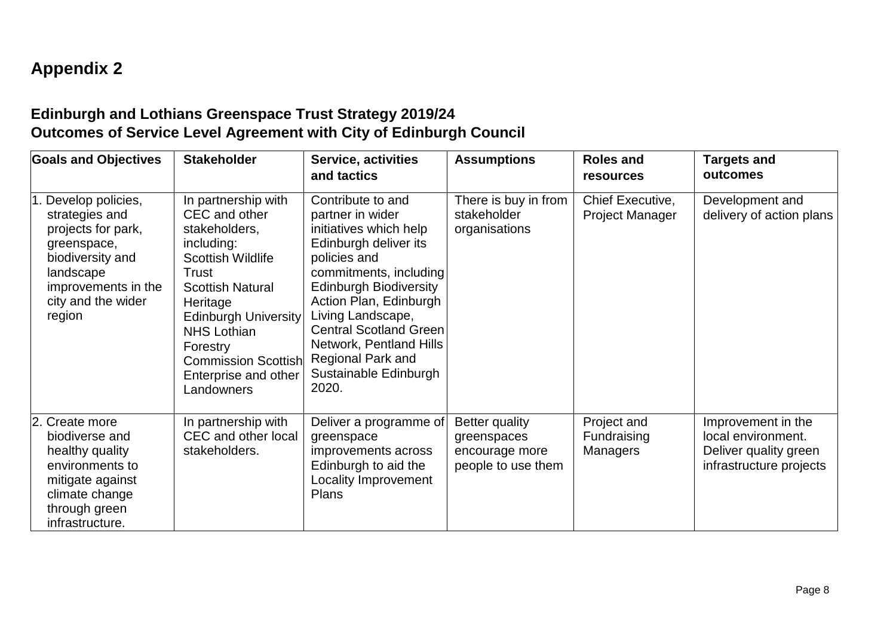# Appendix 2

## Edinburgh and Lothians Greenspace Trust Strategy 2019/24
## Outcomes of Service Level Agreement with City of Edinburgh Council

| Goals and Objectives | Stakeholder | Service, activities and tactics | Assumptions | Roles and resources | Targets and outcomes |
|---|---|---|---|---|---|
| 1. Develop policies, strategies and projects for park, greenspace, biodiversity and landscape improvements in the city and the wider region | In partnership with CEC and other stakeholders, including: Scottish Wildlife Trust Scottish Natural Heritage Edinburgh University NHS Lothian Forestry Commission Scottish Enterprise and other Landowners | Contribute to and partner in wider initiatives which help Edinburgh deliver its policies and commitments, including Edinburgh Biodiversity Action Plan, Edinburgh Living Landscape, Central Scotland Green Network, Pentland Hills Regional Park and Sustainable Edinburgh 2020. | There is buy in from stakeholder organisations | Chief Executive, Project Manager | Development and delivery of action plans |
| 2. Create more biodiverse and healthy quality environments to mitigate against climate change through green infrastructure. | In partnership with CEC and other local stakeholders. | Deliver a programme of greenspace improvements across Edinburgh to aid the Locality Improvement Plans | Better quality greenspaces encourage more people to use them | Project and Fundraising Managers | Improvement in the local environment. Deliver quality green infrastructure projects |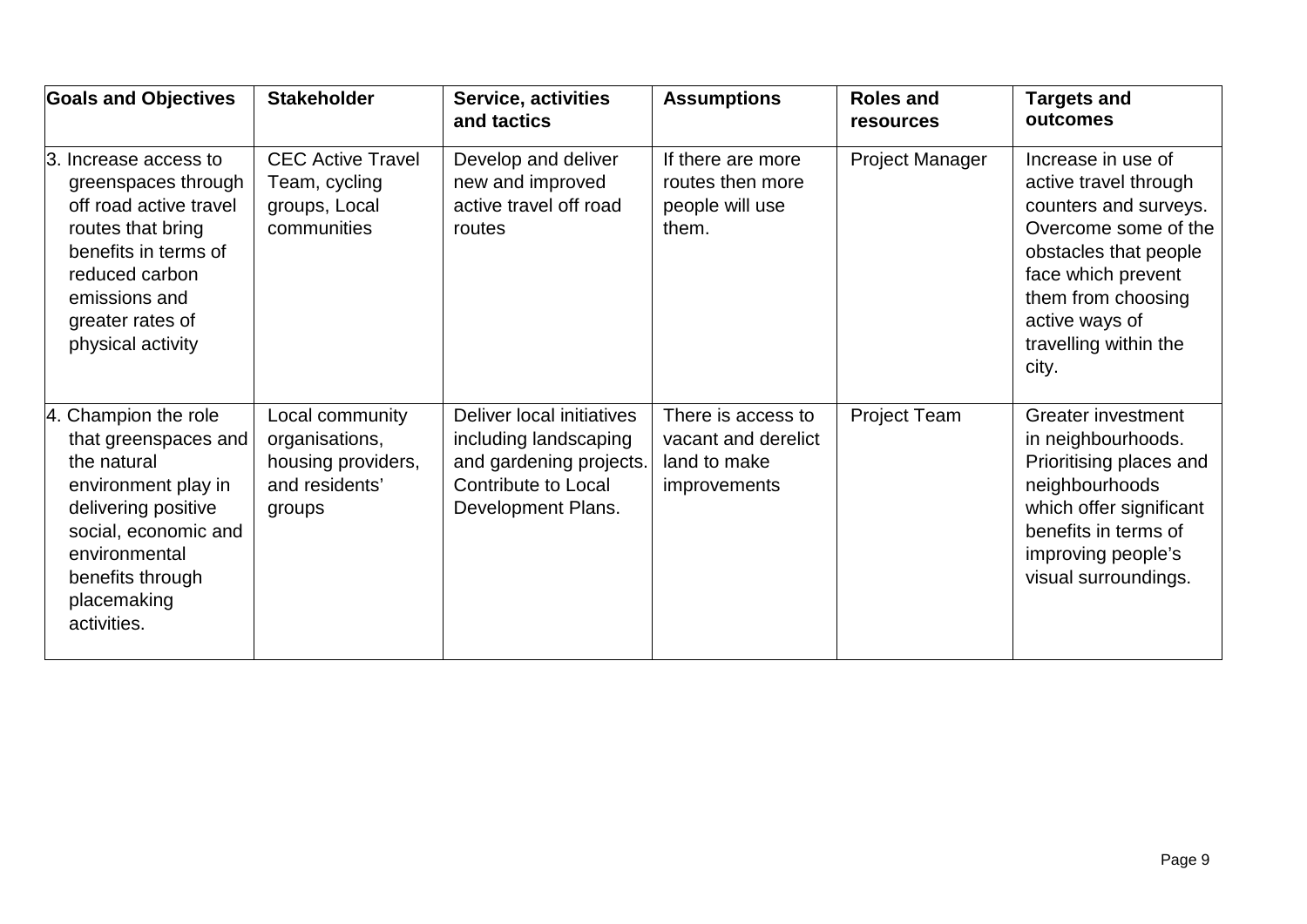| Goals and Objectives | Stakeholder | Service, activities and tactics | Assumptions | Roles and resources | Targets and outcomes |
|---|---|---|---|---|---|
| 3. Increase access to greenspaces through off road active travel routes that bring benefits in terms of reduced carbon emissions and greater rates of physical activity | CEC Active Travel Team, cycling groups, Local communities | Develop and deliver new and improved active travel off road routes | If there are more routes then more people will use them. | Project Manager | Increase in use of active travel through counters and surveys. Overcome some of the obstacles that people face which prevent them from choosing active ways of travelling within the city. |
| 4. Champion the role that greenspaces and the natural environment play in delivering positive social, economic and environmental benefits through placemaking activities. | Local community organisations, housing providers, and residents' groups | Deliver local initiatives including landscaping and gardening projects. Contribute to Local Development Plans. | There is access to vacant and derelict land to make improvements | Project Team | Greater investment in neighbourhoods. Prioritising places and neighbourhoods which offer significant benefits in terms of improving people's visual surroundings. |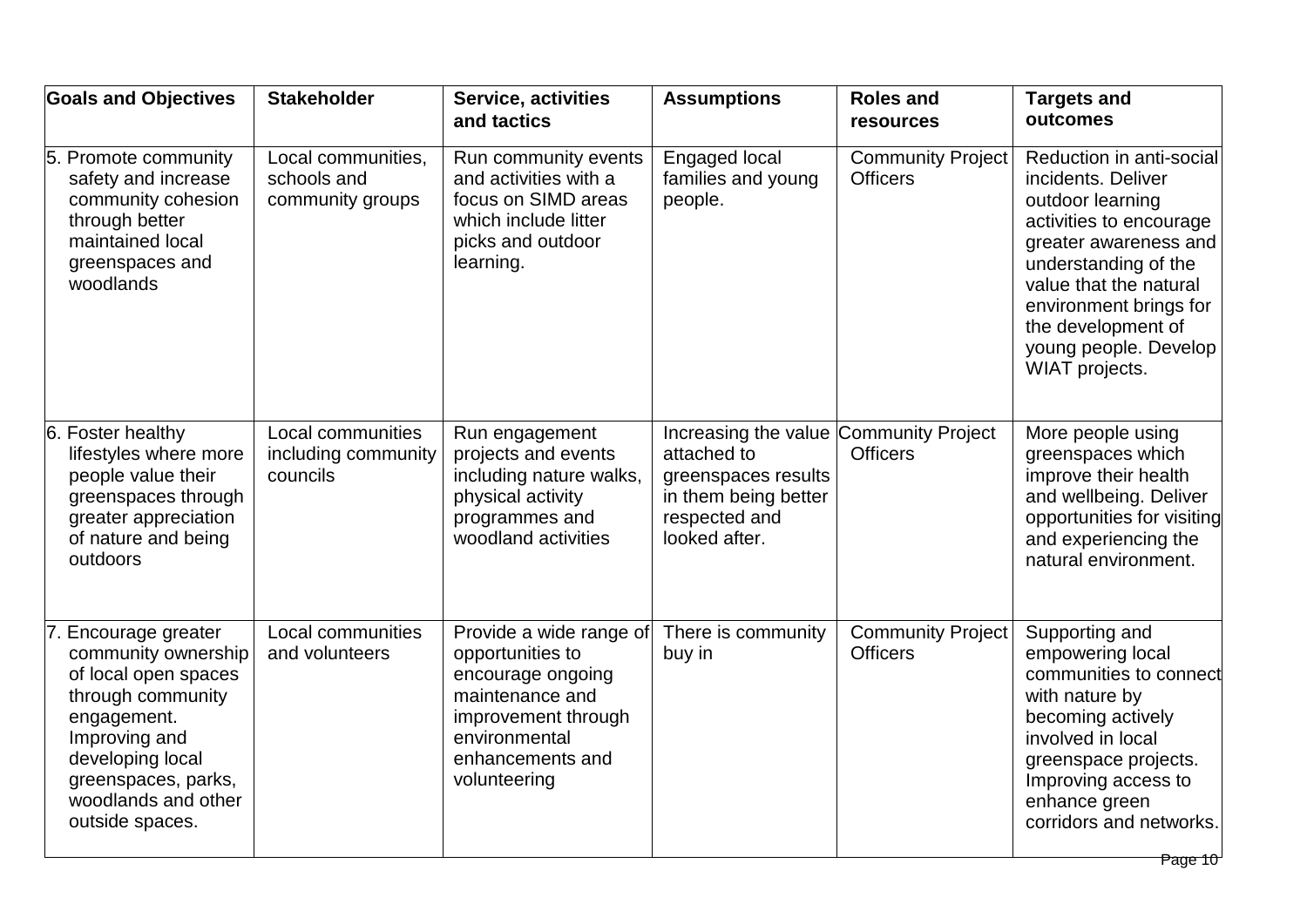| Goals and Objectives | Stakeholder | Service, activities and tactics | Assumptions | Roles and resources | Targets and outcomes |
|---|---|---|---|---|---|
| 5. Promote community safety and increase community cohesion through better maintained local greenspaces and woodlands | Local communities, schools and community groups | Run community events and activities with a focus on SIMD areas which include litter picks and outdoor learning. | Engaged local families and young people. | Community Project Officers | Reduction in anti-social incidents. Deliver outdoor learning activities to encourage greater awareness and understanding of the value that the natural environment brings for the development of young people. Develop WIAT projects. |
| 6. Foster healthy lifestyles where more people value their greenspaces through greater appreciation of nature and being outdoors | Local communities including community councils | Run engagement projects and events including nature walks, physical activity programmes and woodland activities | Increasing the value attached to greenspaces results in them being better respected and looked after. | Community Project Officers | More people using greenspaces which improve their health and wellbeing. Deliver opportunities for visiting and experiencing the natural environment. |
| 7. Encourage greater community ownership of local open spaces through community engagement. Improving and developing local greenspaces, parks, woodlands and other outside spaces. | Local communities and volunteers | Provide a wide range of opportunities to encourage ongoing maintenance and improvement through environmental enhancements and volunteering | There is community buy in | Community Project Officers | Supporting and empowering local communities to connect with nature by becoming actively involved in local greenspace projects. Improving access to enhance green corridors and networks. |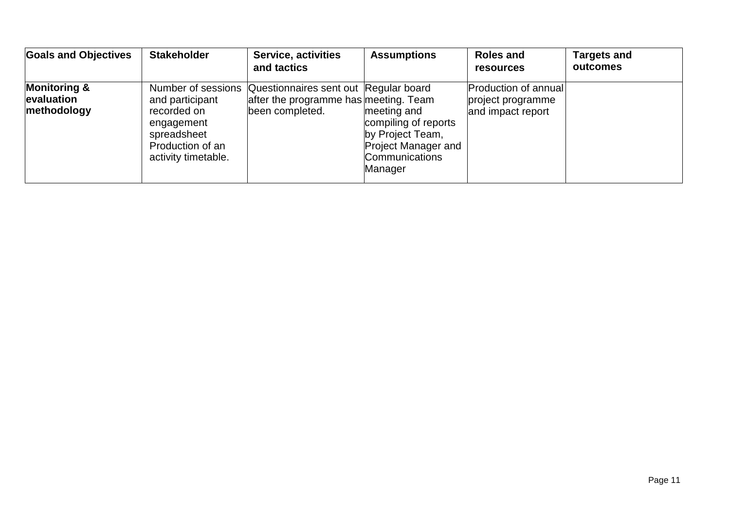| Goals and Objectives | Stakeholder | Service, activities and tactics | Assumptions | Roles and resources | Targets and outcomes |
|---|---|---|---|---|---|
| **Monitoring & evaluation methodology** | Number of sessions and participant recorded on engagement spreadsheet Production of an activity timetable. | Questionnaires sent out after the programme has been completed. | Regular board meeting. Team meeting and compiling of reports by Project Team, Project Manager and Communications Manager | Production of annual project programme and impact report | |